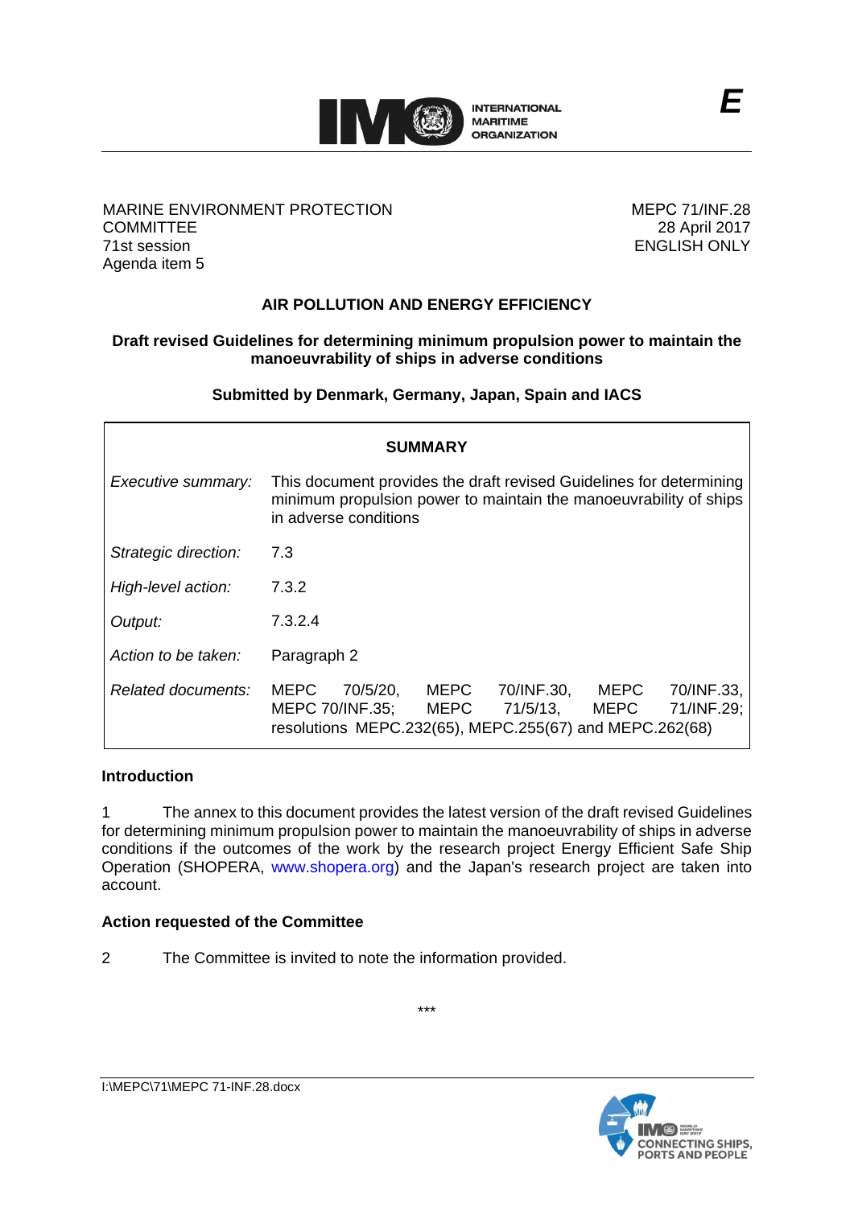MARINE ENVIRONMENT PROTECTION COMMITTEE
71st session
Agenda item 5

MEPC 71/INF.28
28 April 2017
ENGLISH ONLY

## AIR POLLUTION AND ENERGY EFFICIENCY

### Draft revised Guidelines for determining minimum propulsion power to maintain the manoeuvrability of ships in adverse conditions

**Submitted by Denmark, Germany, Japan, Spain and IACS**

| **SUMMARY** | |
|---|---|
| *Executive summary:* | This document provides the draft revised Guidelines for determining minimum propulsion power to maintain the manoeuvrability of ships in adverse conditions |
| *Strategic direction:* | 7.3 |
| *High-level action:* | 7.3.2 |
| *Output:* | 7.3.2.4 |
| *Action to be taken:* | Paragraph 2 |
| *Related documents:* | MEPC 70/5/20, MEPC 70/INF.30, MEPC 70/INF.33, MEPC 70/INF.35; MEPC 71/5/13, MEPC 71/INF.29; resolutions MEPC.232(65), MEPC.255(67) and MEPC.262(68) |

### Introduction

1 The annex to this document provides the latest version of the draft revised Guidelines for determining minimum propulsion power to maintain the manoeuvrability of ships in adverse conditions if the outcomes of the work by the research project Energy Efficient Safe Ship Operation (SHOPERA, www.shopera.org) and the Japan's research project are taken into account.

### Action requested of the Committee

2 The Committee is invited to note the information provided.

\*\*\*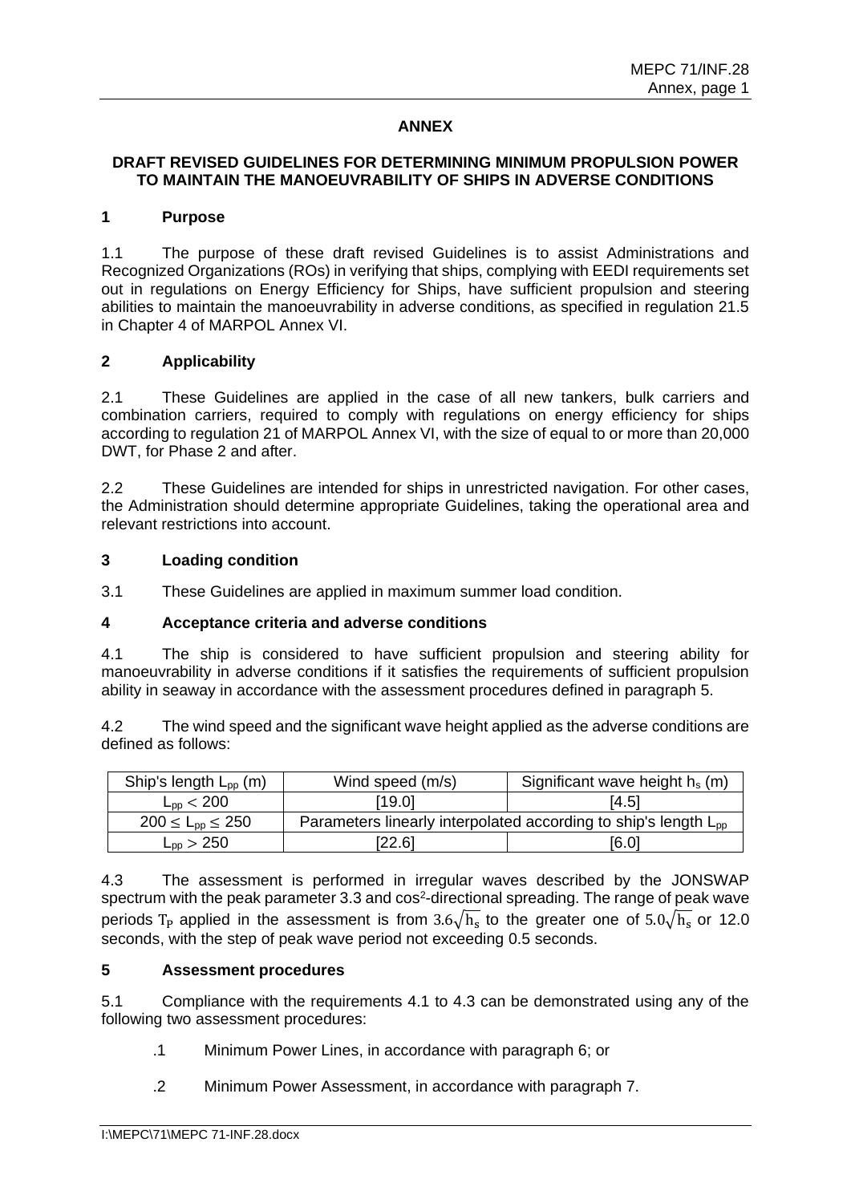## ANNEX

## DRAFT REVISED GUIDELINES FOR DETERMINING MINIMUM PROPULSION POWER TO MAINTAIN THE MANOEUVRABILITY OF SHIPS IN ADVERSE CONDITIONS

### 1 Purpose

1.1 The purpose of these draft revised Guidelines is to assist Administrations and Recognized Organizations (ROs) in verifying that ships, complying with EEDI requirements set out in regulations on Energy Efficiency for Ships, have sufficient propulsion and steering abilities to maintain the manoeuvrability in adverse conditions, as specified in regulation 21.5 in Chapter 4 of MARPOL Annex VI.

### 2 Applicability

2.1 These Guidelines are applied in the case of all new tankers, bulk carriers and combination carriers, required to comply with regulations on energy efficiency for ships according to regulation 21 of MARPOL Annex VI, with the size of equal to or more than 20,000 DWT, for Phase 2 and after.

2.2 These Guidelines are intended for ships in unrestricted navigation. For other cases, the Administration should determine appropriate Guidelines, taking the operational area and relevant restrictions into account.

### 3 Loading condition

3.1 These Guidelines are applied in maximum summer load condition.

### 4 Acceptance criteria and adverse conditions

4.1 The ship is considered to have sufficient propulsion and steering ability for manoeuvrability in adverse conditions if it satisfies the requirements of sufficient propulsion ability in seaway in accordance with the assessment procedures defined in paragraph 5.

4.2 The wind speed and the significant wave height applied as the adverse conditions are defined as follows:

| Ship's length $L_{pp}$ (m) | Wind speed (m/s) | Significant wave height $h_s$ (m) |
|---|---|---|
| $L_{pp} < 200$ | [19.0] | [4.5] |
| $200 \leq L_{pp} \leq 250$ | Parameters linearly interpolated according to ship's length $L_{pp}$ | |
| $L_{pp} > 250$ | [22.6] | [6.0] |

4.3 The assessment is performed in irregular waves described by the JONSWAP spectrum with the peak parameter 3.3 and $\cos^2$-directional spreading. The range of peak wave periods $T_P$ applied in the assessment is from $3.6\sqrt{h_s}$ to the greater one of $5.0\sqrt{h_s}$ or 12.0 seconds, with the step of peak wave period not exceeding 0.5 seconds.

### 5 Assessment procedures

5.1 Compliance with the requirements 4.1 to 4.3 can be demonstrated using any of the following two assessment procedures:

.1 Minimum Power Lines, in accordance with paragraph 6; or

.2 Minimum Power Assessment, in accordance with paragraph 7.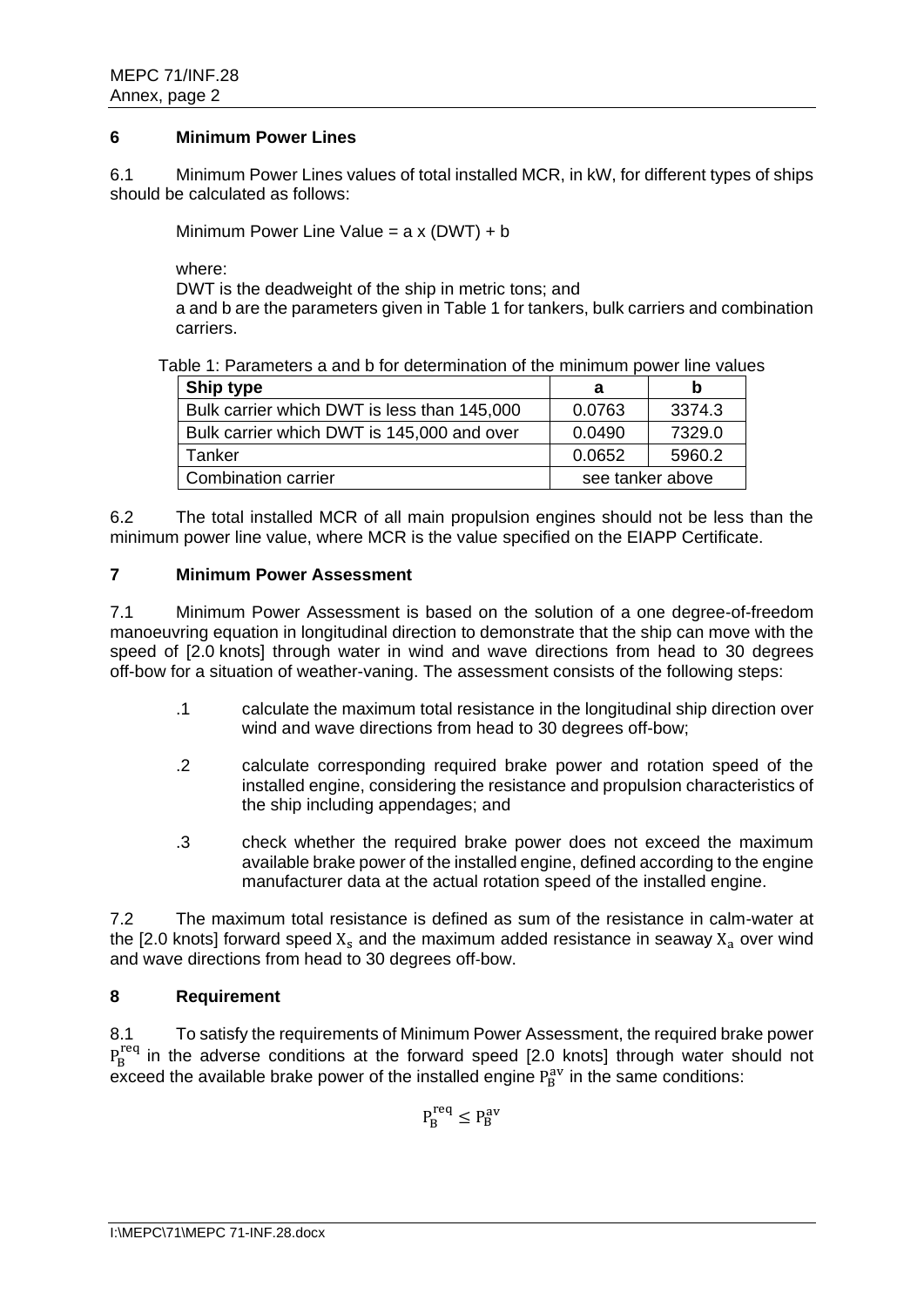## 6 Minimum Power Lines

6.1 Minimum Power Lines values of total installed MCR, in kW, for different types of ships should be calculated as follows:

Minimum Power Line Value = a x (DWT) + b

where:
DWT is the deadweight of the ship in metric tons; and
a and b are the parameters given in Table 1 for tankers, bulk carriers and combination carriers.

Table 1: Parameters a and b for determination of the minimum power line values

| Ship type | a | b |
|---|---|---|
| Bulk carrier which DWT is less than 145,000 | 0.0763 | 3374.3 |
| Bulk carrier which DWT is 145,000 and over | 0.0490 | 7329.0 |
| Tanker | 0.0652 | 5960.2 |
| Combination carrier | see tanker above | |

6.2 The total installed MCR of all main propulsion engines should not be less than the minimum power line value, where MCR is the value specified on the EIAPP Certificate.

## 7 Minimum Power Assessment

7.1 Minimum Power Assessment is based on the solution of a one degree-of-freedom manoeuvring equation in longitudinal direction to demonstrate that the ship can move with the speed of [2.0 knots] through water in wind and wave directions from head to 30 degrees off-bow for a situation of weather-vaning. The assessment consists of the following steps:

- .1 calculate the maximum total resistance in the longitudinal ship direction over wind and wave directions from head to 30 degrees off-bow;
- .2 calculate corresponding required brake power and rotation speed of the installed engine, considering the resistance and propulsion characteristics of the ship including appendages; and
- .3 check whether the required brake power does not exceed the maximum available brake power of the installed engine, defined according to the engine manufacturer data at the actual rotation speed of the installed engine.

7.2 The maximum total resistance is defined as sum of the resistance in calm-water at the [2.0 knots] forward speed $X_s$ and the maximum added resistance in seaway $X_a$ over wind and wave directions from head to 30 degrees off-bow.

## 8 Requirement

8.1 To satisfy the requirements of Minimum Power Assessment, the required brake power $P_B^{req}$ in the adverse conditions at the forward speed [2.0 knots] through water should not exceed the available brake power of the installed engine $P_B^{av}$ in the same conditions:

$$P_B^{req} \leq P_B^{av}$$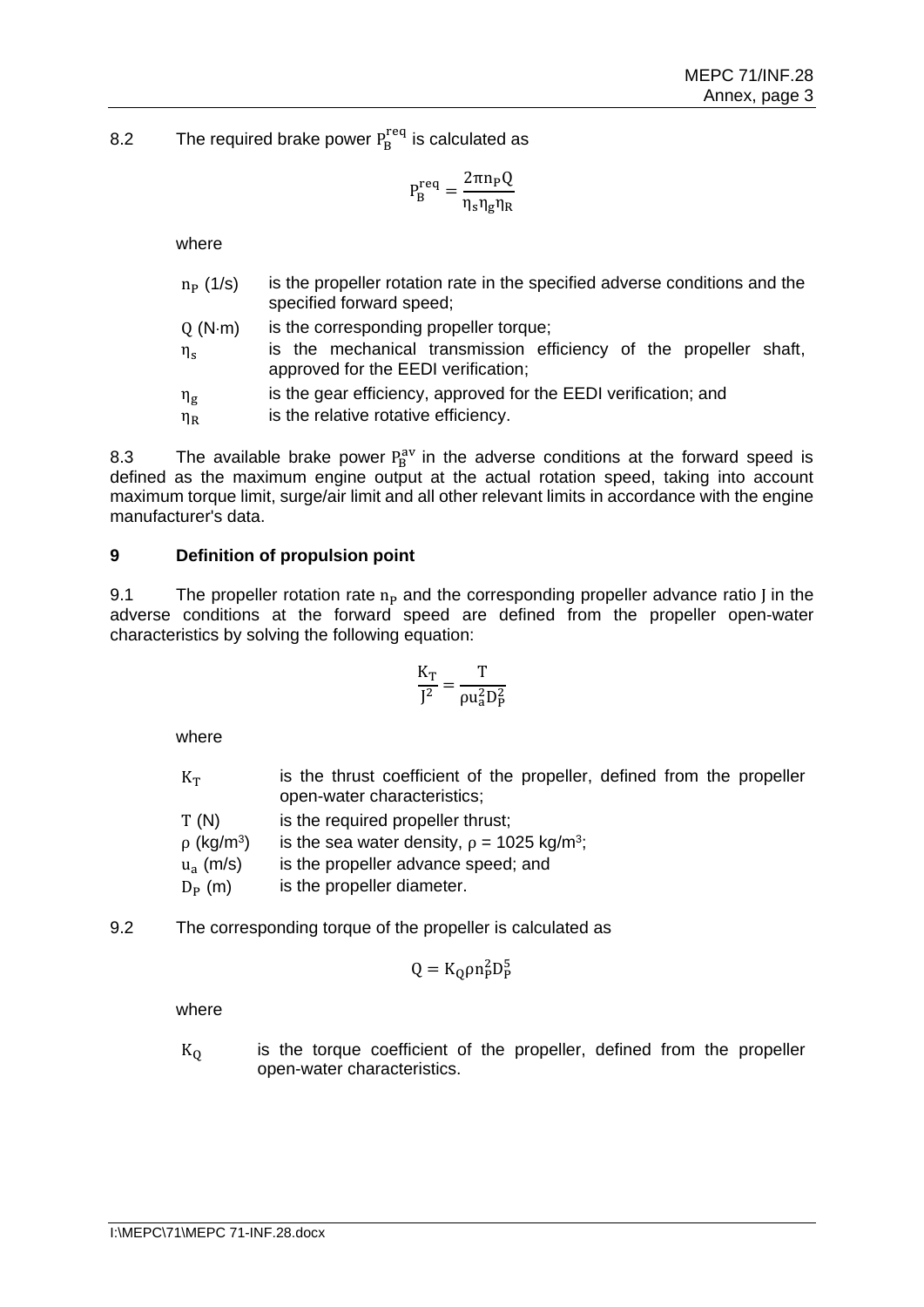8.2 The required brake power $P_B^{req}$ is calculated as

$$P_B^{req} = \frac{2\pi n_P Q}{\eta_s \eta_g \eta_R}$$

where

- $n_P$ (1/s) is the propeller rotation rate in the specified adverse conditions and the specified forward speed;
- $Q$ (N·m) is the corresponding propeller torque;
- $\eta_s$ is the mechanical transmission efficiency of the propeller shaft, approved for the EEDI verification;
- $\eta_g$ is the gear efficiency, approved for the EEDI verification; and
- $\eta_R$ is the relative rotative efficiency.

8.3 The available brake power $P_B^{av}$ in the adverse conditions at the forward speed is defined as the maximum engine output at the actual rotation speed, taking into account maximum torque limit, surge/air limit and all other relevant limits in accordance with the engine manufacturer's data.

## 9 Definition of propulsion point

9.1 The propeller rotation rate $n_P$ and the corresponding propeller advance ratio $J$ in the adverse conditions at the forward speed are defined from the propeller open-water characteristics by solving the following equation:

$$\frac{K_T}{J^2} = \frac{T}{\rho u_a^2 D_P^2}$$

where

- $K_T$ is the thrust coefficient of the propeller, defined from the propeller open-water characteristics;
- $T$ (N) is the required propeller thrust;
- $\rho$ (kg/m$^3$) is the sea water density, $\rho$ = 1025 kg/m$^3$;
- $u_a$ (m/s) is the propeller advance speed; and
- $D_P$ (m) is the propeller diameter.

9.2 The corresponding torque of the propeller is calculated as

$$Q = K_Q \rho n_P^2 D_P^5$$

where

- $K_Q$ is the torque coefficient of the propeller, defined from the propeller open-water characteristics.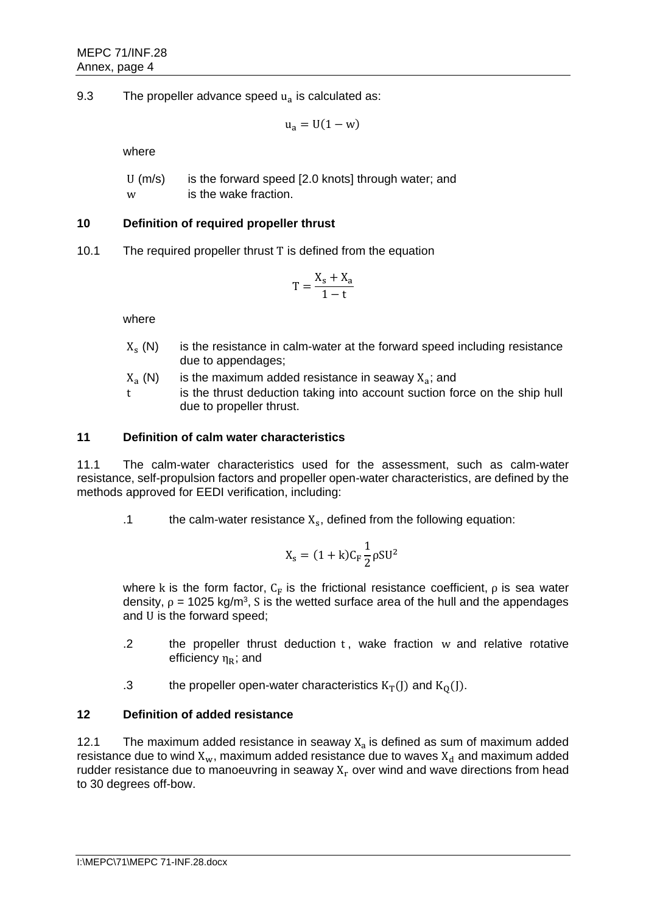9.3 The propeller advance speed $u_a$ is calculated as:

$$u_a = U(1 - w)$$

where

$U$ (m/s) is the forward speed [2.0 knots] through water; and
$w$ is the wake fraction.

## 10 Definition of required propeller thrust

10.1 The required propeller thrust $T$ is defined from the equation

$$T = \frac{X_s + X_a}{1 - t}$$

where

$X_s$ (N) is the resistance in calm-water at the forward speed including resistance due to appendages;
$X_a$ (N) is the maximum added resistance in seaway $X_a$; and
$t$ is the thrust deduction taking into account suction force on the ship hull due to propeller thrust.

## 11 Definition of calm water characteristics

11.1 The calm-water characteristics used for the assessment, such as calm-water resistance, self-propulsion factors and propeller open-water characteristics, are defined by the methods approved for EEDI verification, including:

.1 the calm-water resistance $X_s$, defined from the following equation:

$$X_s = (1 + k)C_F \frac{1}{2}\rho S U^2$$

where $k$ is the form factor, $C_F$ is the frictional resistance coefficient, $\rho$ is sea water density, $\rho$ = 1025 kg/m$^3$, $S$ is the wetted surface area of the hull and the appendages and $U$ is the forward speed;

.2 the propeller thrust deduction $t$, wake fraction $w$ and relative rotative efficiency $\eta_R$; and

.3 the propeller open-water characteristics $K_T(J)$ and $K_Q(J)$.

## 12 Definition of added resistance

12.1 The maximum added resistance in seaway $X_a$ is defined as sum of maximum added resistance due to wind $X_w$, maximum added resistance due to waves $X_d$ and maximum added rudder resistance due to manoeuvring in seaway $X_r$ over wind and wave directions from head to 30 degrees off-bow.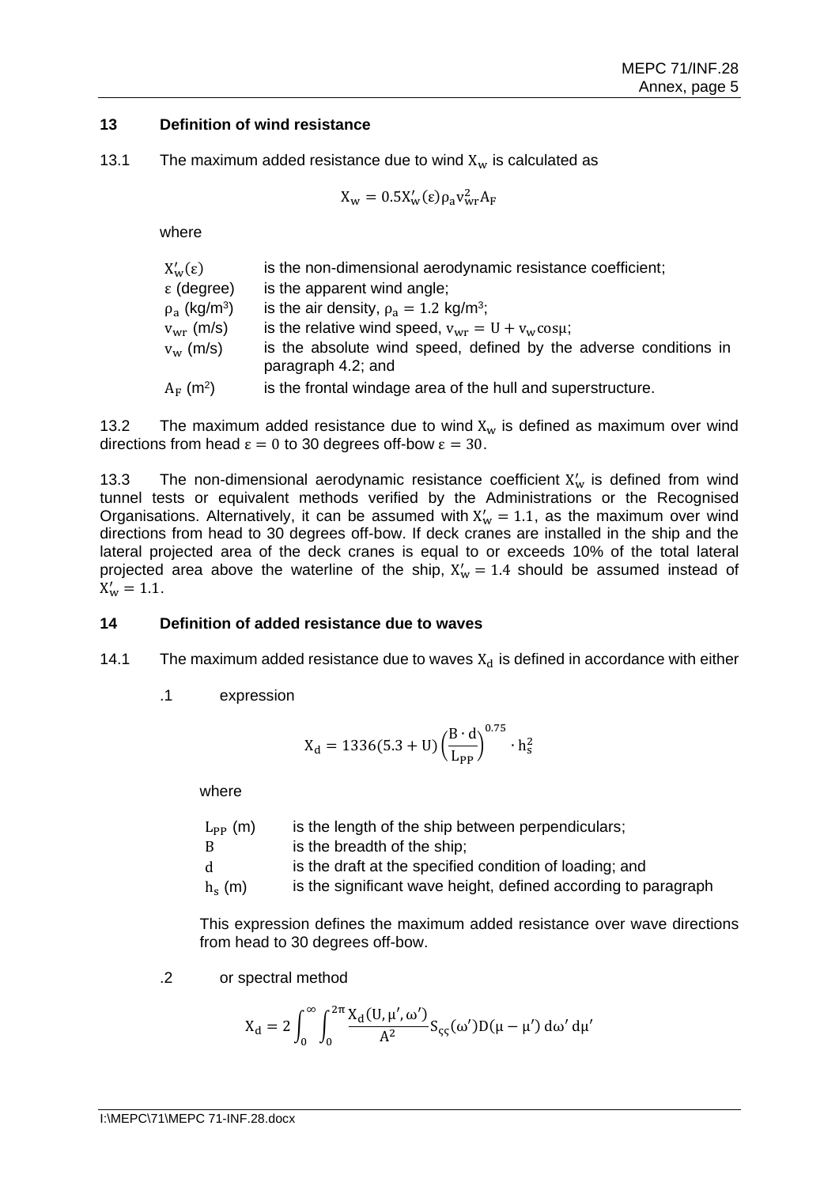## 13 Definition of wind resistance

13.1 The maximum added resistance due to wind $X_w$ is calculated as

$$X_w = 0.5X'_w(\varepsilon)\rho_a v_{wr}^2 A_F$$

where

| | |
|---|---|
| $X'_w(\varepsilon)$ | is the non-dimensional aerodynamic resistance coefficient; |
| $\varepsilon$ (degree) | is the apparent wind angle; |
| $\rho_a$ (kg/m$^3$) | is the air density, $\rho_a = 1.2$ kg/m$^3$; |
| $v_{wr}$ (m/s) | is the relative wind speed, $v_{wr} = U + v_w \cos\mu$; |
| $v_w$ (m/s) | is the absolute wind speed, defined by the adverse conditions in paragraph 4.2; and |
| $A_F$ (m$^2$) | is the frontal windage area of the hull and superstructure. |

13.2 The maximum added resistance due to wind $X_w$ is defined as maximum over wind directions from head $\varepsilon = 0$ to 30 degrees off-bow $\varepsilon = 30$.

13.3 The non-dimensional aerodynamic resistance coefficient $X'_w$ is defined from wind tunnel tests or equivalent methods verified by the Administrations or the Recognised Organisations. Alternatively, it can be assumed with $X'_w = 1.1$, as the maximum over wind directions from head to 30 degrees off-bow. If deck cranes are installed in the ship and the lateral projected area of the deck cranes is equal to or exceeds 10% of the total lateral projected area above the waterline of the ship, $X'_w = 1.4$ should be assumed instead of $X'_w = 1.1$.

## 14 Definition of added resistance due to waves

14.1 The maximum added resistance due to waves $X_d$ is defined in accordance with either

.1 expression

$$X_d = 1336(5.3 + U)\left(\frac{B \cdot d}{L_{PP}}\right)^{0.75} \cdot h_s^2$$

where

| | |
|---|---|
| $L_{PP}$ (m) | is the length of the ship between perpendiculars; |
| B | is the breadth of the ship; |
| d | is the draft at the specified condition of loading; and |
| $h_s$ (m) | is the significant wave height, defined according to paragraph |

This expression defines the maximum added resistance over wave directions from head to 30 degrees off-bow.

.2 or spectral method

$$X_d = 2\int_0^\infty \int_0^{2\pi} \frac{X_d(U, \mu', \omega')}{A^2} S_{\varsigma\varsigma}(\omega') D(\mu - \mu')\, d\omega'\, d\mu'$$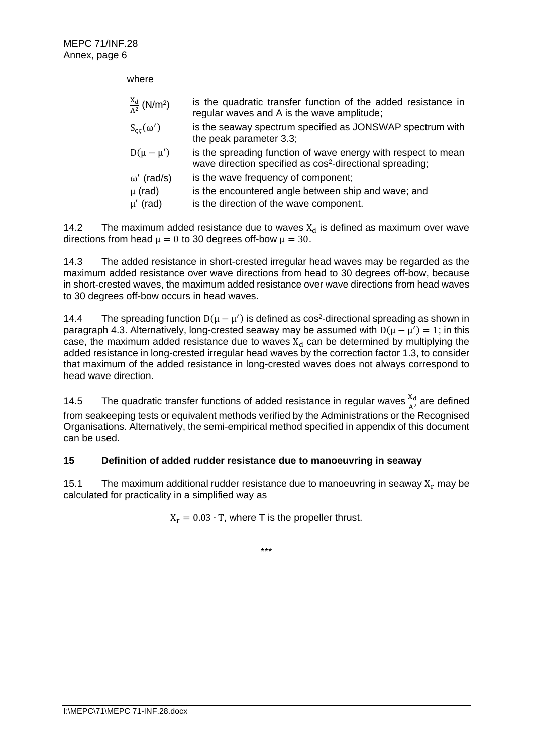where

| | |
|---|---|
| $\frac{X_d}{A^2}$ (N/m²) | is the quadratic transfer function of the added resistance in regular waves and A is the wave amplitude; |
| $S_{\varsigma\varsigma}(\omega')$ | is the seaway spectrum specified as JONSWAP spectrum with the peak parameter 3.3; |
| $D(\mu - \mu')$ | is the spreading function of wave energy with respect to mean wave direction specified as cos²-directional spreading; |
| $\omega'$ (rad/s) | is the wave frequency of component; |
| $\mu$ (rad) | is the encountered angle between ship and wave; and |
| $\mu'$ (rad) | is the direction of the wave component. |

14.2 The maximum added resistance due to waves $X_d$ is defined as maximum over wave directions from head $\mu = 0$ to 30 degrees off-bow $\mu = 30$.

14.3 The added resistance in short-crested irregular head waves may be regarded as the maximum added resistance over wave directions from head to 30 degrees off-bow, because in short-crested waves, the maximum added resistance over wave directions from head waves to 30 degrees off-bow occurs in head waves.

14.4 The spreading function $D(\mu - \mu')$ is defined as cos²-directional spreading as shown in paragraph 4.3. Alternatively, long-crested seaway may be assumed with $D(\mu - \mu') = 1$; in this case, the maximum added resistance due to waves $X_d$ can be determined by multiplying the added resistance in long-crested irregular head waves by the correction factor 1.3, to consider that maximum of the added resistance in long-crested waves does not always correspond to head wave direction.

14.5 The quadratic transfer functions of added resistance in regular waves $\frac{X_d}{A^2}$ are defined from seakeeping tests or equivalent methods verified by the Administrations or the Recognised Organisations. Alternatively, the semi-empirical method specified in appendix of this document can be used.

## 15 Definition of added rudder resistance due to manoeuvring in seaway

15.1 The maximum additional rudder resistance due to manoeuvring in seaway $X_r$ may be calculated for practicality in a simplified way as

$X_r = 0.03 \cdot T$, where T is the propeller thrust.

\*\*\*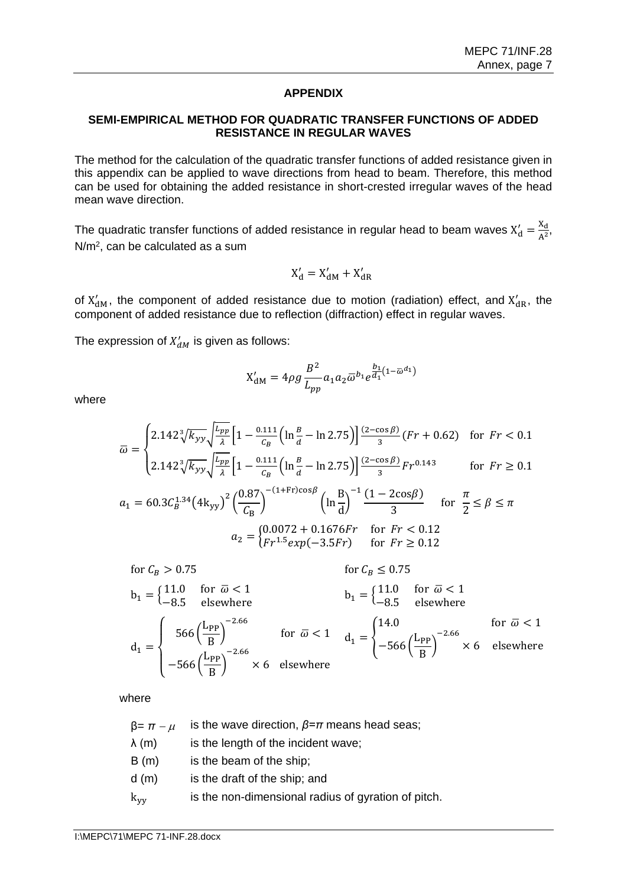## APPENDIX

### SEMI-EMPIRICAL METHOD FOR QUADRATIC TRANSFER FUNCTIONS OF ADDED RESISTANCE IN REGULAR WAVES

The method for the calculation of the quadratic transfer functions of added resistance given in this appendix can be applied to wave directions from head to beam. Therefore, this method can be used for obtaining the added resistance in short-crested irregular waves of the head mean wave direction.

The quadratic transfer functions of added resistance in regular head to beam waves $X'_d = \frac{X_d}{A^2}$, N/m², can be calculated as a sum

$$X'_d = X'_{dM} + X'_{dR}$$

of $X'_{dM}$, the component of added resistance due to motion (radiation) effect, and $X'_{dR}$, the component of added resistance due to reflection (diffraction) effect in regular waves.

The expression of $X'_{dM}$ is given as follows:

$$X'_{dM} = 4\rho g \frac{B^2}{L_{pp}} a_1 a_2 \bar{\omega}^{b_1} e^{\frac{b_1}{d_1}\left(1-\bar{\omega}^{d_1}\right)}$$

where

$$\bar{\omega} = \begin{cases} 2.142\sqrt[3]{k_{yy}}\sqrt{\frac{L_{pp}}{\lambda}}\left[1-\frac{0.111}{C_B}\left(\ln\frac{B}{d}-\ln 2.75\right)\right]\frac{(2-\cos\beta)}{3}(Fr+0.62) & \text{for } Fr<0.1 \\ 2.142\sqrt[3]{k_{yy}}\sqrt{\frac{L_{pp}}{\lambda}}\left[1-\frac{0.111}{C_B}\left(\ln\frac{B}{d}-\ln 2.75\right)\right]\frac{(2-\cos\beta)}{3}Fr^{0.143} & \text{for } Fr\geq 0.1 \end{cases}$$

$$a_1 = 60.3 C_B^{1.34}\left(4k_{yy}\right)^2\left(\frac{0.87}{C_B}\right)^{-(1+Fr)\cos\beta}\left(\ln\frac{B}{d}\right)^{-1}\frac{(1-2\cos\beta)}{3} \quad \text{for } \frac{\pi}{2}\leq\beta\leq\pi$$

$$a_2 = \begin{cases} 0.0072+0.1676Fr & \text{for } Fr<0.12 \\ Fr^{1.5}exp(-3.5Fr) & \text{for } Fr\geq 0.12 \end{cases}$$

for $C_B > 0.75$

$$b_1 = \begin{cases} 11.0 & \text{for } \bar{\omega}<1 \\ -8.5 & \text{elsewhere} \end{cases}$$

$$d_1 = \begin{cases} 566\left(\frac{L_{PP}}{B}\right)^{-2.66} & \text{for } \bar{\omega}<1 \\ -566\left(\frac{L_{PP}}{B}\right)^{-2.66}\times 6 & \text{elsewhere} \end{cases}$$

for $C_B \leq 0.75$

$$b_1 = \begin{cases} 11.0 & \text{for } \bar{\omega}<1 \\ -8.5 & \text{elsewhere} \end{cases}$$

$$d_1 = \begin{cases} 14.0 & \text{for } \bar{\omega}<1 \\ -566\left(\frac{L_{PP}}{B}\right)^{-2.66}\times 6 & \text{elsewhere} \end{cases}$$

where

| | |
|---|---|
| $\beta = \pi - \mu$ | is the wave direction, $\beta=\pi$ means head seas; |
| $\lambda$ (m) | is the length of the incident wave; |
| B (m) | is the beam of the ship; |
| d (m) | is the draft of the ship; and |
| $k_{yy}$ | is the non-dimensional radius of gyration of pitch. |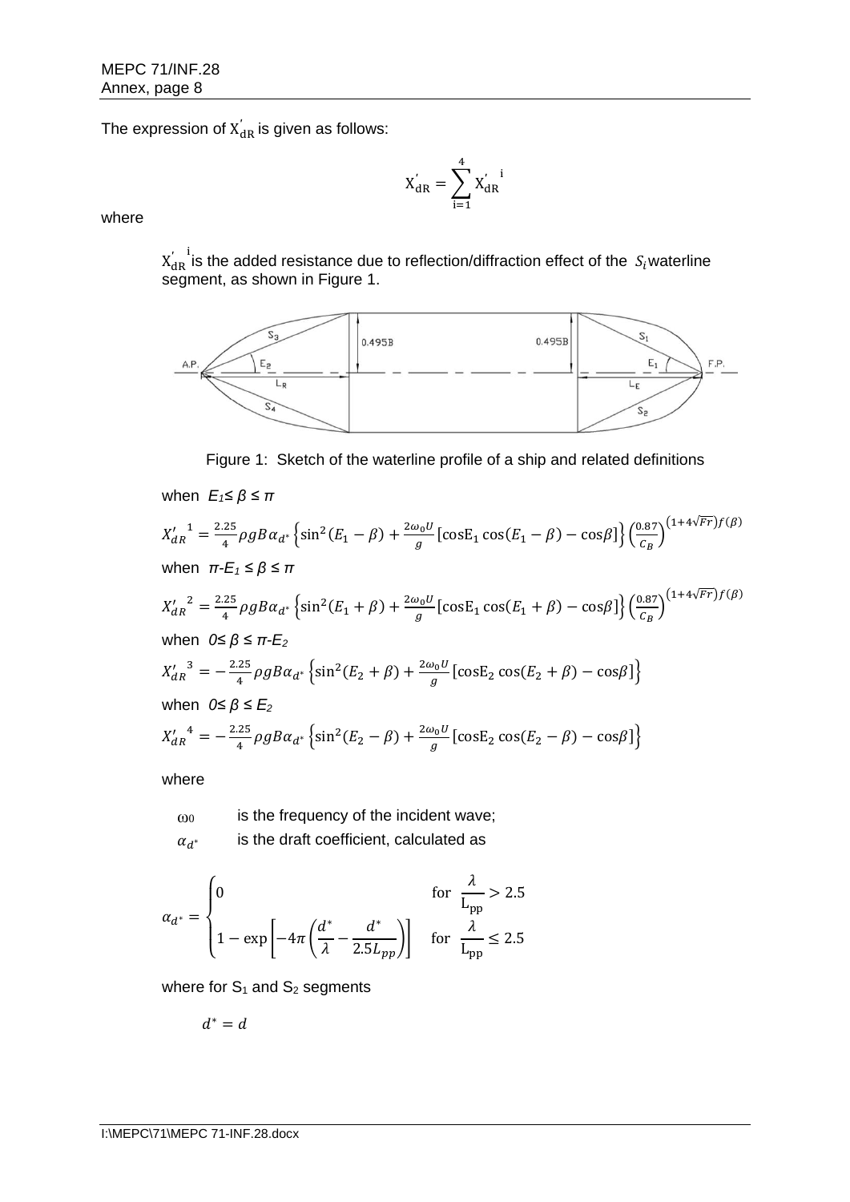The expression of $X'_{dR}$ is given as follows:

$$X'_{dR} = \sum_{i=1}^{4} {X'_{dR}}^{i}$$

where

> ${X'_{dR}}^{i}$ is the added resistance due to reflection/diffraction effect of the $S_i$ waterline segment, as shown in Figure 1.

Figure 1: Sketch of the waterline profile of a ship and related definitions

when $E_1 \leq \beta \leq \pi$

$${X'_{dR}}^{1} = \frac{2.25}{4} \rho g B \alpha_{d^*} \left\{ \sin^2(E_1 - \beta) + \frac{2\omega_0 U}{g} [\cos E_1 \cos(E_1 - \beta) - \cos\beta] \right\} \left( \frac{0.87}{C_B} \right)^{(1+4\sqrt{Fr}) f(\beta)}$$

when $\pi - E_1 \leq \beta \leq \pi$

$${X'_{dR}}^{2} = \frac{2.25}{4} \rho g B \alpha_{d^*} \left\{ \sin^2(E_1 + \beta) + \frac{2\omega_0 U}{g} [\cos E_1 \cos(E_1 + \beta) - \cos\beta] \right\} \left( \frac{0.87}{C_B} \right)^{(1+4\sqrt{Fr}) f(\beta)}$$

when $0 \leq \beta \leq \pi - E_2$

$${X'_{dR}}^{3} = -\frac{2.25}{4} \rho g B \alpha_{d^*} \left\{ \sin^2(E_2 + \beta) + \frac{2\omega_0 U}{g} [\cos E_2 \cos(E_2 + \beta) - \cos\beta] \right\}$$

when $0 \leq \beta \leq E_2$

$${X'_{dR}}^{4} = -\frac{2.25}{4} \rho g B \alpha_{d^*} \left\{ \sin^2(E_2 - \beta) + \frac{2\omega_0 U}{g} [\cos E_2 \cos(E_2 - \beta) - \cos\beta] \right\}$$

where

| | |
|---|---|
| $\omega_0$ | is the frequency of the incident wave; |
| $\alpha_{d^*}$ | is the draft coefficient, calculated as |

$$\alpha_{d^*} = \begin{cases} 0 & \text{for } \dfrac{\lambda}{L_{pp}} > 2.5 \\ 1 - \exp\left[ -4\pi \left( \dfrac{d^*}{\lambda} - \dfrac{d^*}{2.5 L_{pp}} \right) \right] & \text{for } \dfrac{\lambda}{L_{pp}} \leq 2.5 \end{cases}$$

where for $S_1$ and $S_2$ segments

$$d^* = d$$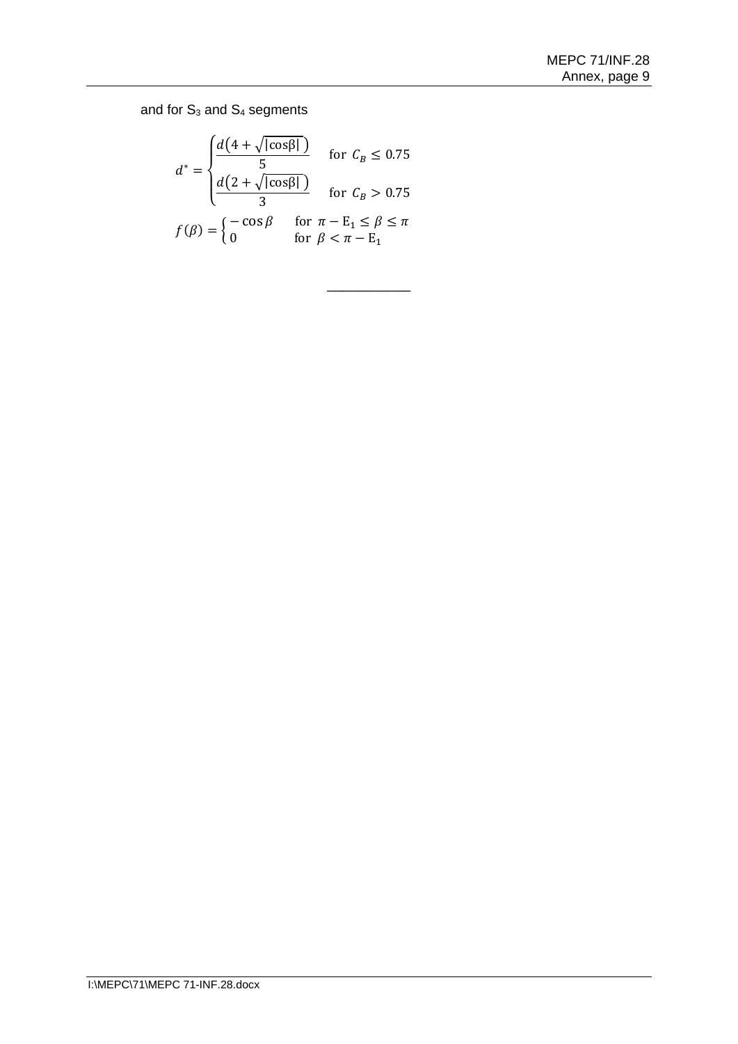and for $S_3$ and $S_4$ segments

$$d^* = \begin{cases} \dfrac{d\left(4 + \sqrt{|\cos\beta|}\right)}{5} & \text{for } C_B \leq 0.75 \\ \dfrac{d\left(2 + \sqrt{|\cos\beta|}\right)}{3} & \text{for } C_B > 0.75 \end{cases}$$

$$f(\beta) = \begin{cases} -\cos\beta & \text{for } \pi - \mathrm{E}_1 \leq \beta \leq \pi \\ 0 & \text{for } \beta < \pi - \mathrm{E}_1 \end{cases}$$

___________